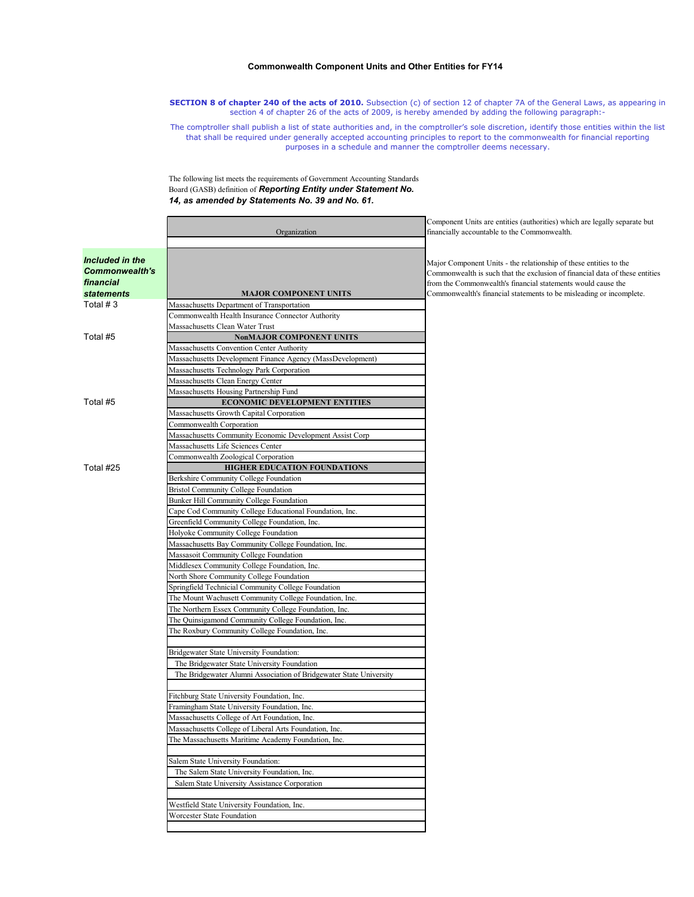# Commonwealth Component Units and Other Entities for FY14

**SECTION 8 of chapter 240 of the acts of 2010.** Subsection (c) of section 12 of chapter 7A of the General Laws, as appearing in section 4 of chapter 26 of the acts of 2009, is hereby amended by adding the following paragraph:-

The comptroller shall publish a list of state authorities and, in the comptroller's sole discretion, identify those entities within the list that shall be required under generally accepted accounting principles to report to the commonwealth for financial reporting purposes in a schedule and manner the comptroller deems necessary.

The following list meets the requirements of Government Accounting Standards Board (GASB) definition of ***Reporting Entity under Statement No. 14, as amended by Statements No. 39 and No. 61.***

Component Units are entities (authorities) which are legally separate but financially accountable to the Commonwealth.

Major Component Units - the relationship of these entities to the Commonwealth is such that the exclusion of financial data of these entities from the Commonwealth's financial statements would cause the Commonwealth's financial statements to be misleading or incomplete.

| ***Included in the Commonwealth's financial statements*** | Organization |
|---|---|
| | **MAJOR COMPONENT UNITS** |
| Total # 3 | Massachusetts Department of Transportation |
| | Commonwealth Health Insurance Connector Authority |
| | Massachusetts Clean Water Trust |
| Total #5 | **NonMAJOR COMPONENT UNITS** |
| | Massachusetts Convention Center Authority |
| | Massachusetts Development Finance Agency (MassDevelopment) |
| | Massachusetts Technology Park Corporation |
| | Massachusetts Clean Energy Center |
| | Massachusetts Housing Partnership Fund |
| Total #5 | **ECONOMIC DEVELOPMENT ENTITIES** |
| | Massachusetts Growth Capital Corporation |
| | Commonwealth Corporation |
| | Massachusetts Community Economic Development Assist Corp |
| | Massachusetts Life Sciences Center |
| | Commonwealth Zoological Corporation |
| Total #25 | **HIGHER EDUCATION FOUNDATIONS** |
| | Berkshire Community College Foundation |
| | Bristol Community College Foundation |
| | Bunker Hill Community College Foundation |
| | Cape Cod Community College Educational Foundation, Inc. |
| | Greenfield Community College Foundation, Inc. |
| | Holyoke Community College Foundation |
| | Massachusetts Bay Community College Foundation, Inc. |
| | Massasoit Community College Foundation |
| | Middlesex Community College Foundation, Inc. |
| | North Shore Community College Foundation |
| | Springfield Technicial Community College Foundation |
| | The Mount Wachusett Community College Foundation, Inc. |
| | The Northern Essex Community College Foundation, Inc. |
| | The Quinsigamond Community College Foundation, Inc. |
| | The Roxbury Community College Foundation, Inc. |
| | |
| | Bridgewater State University Foundation: |
| | The Bridgewater State University Foundation |
| | The Bridgewater Alumni Association of Bridgewater State University |
| | |
| | Fitchburg State University Foundation, Inc. |
| | Framingham State University Foundation, Inc. |
| | Massachusetts College of Art Foundation, Inc. |
| | Massachusetts College of Liberal Arts Foundation, Inc. |
| | The Massachusetts Maritime Academy Foundation, Inc. |
| | |
| | Salem State University Foundation: |
| | The Salem State University Foundation, Inc. |
| | Salem State University Assistance Corporation |
| | |
| | Westfield State University Foundation, Inc. |
| | Worcester State Foundation |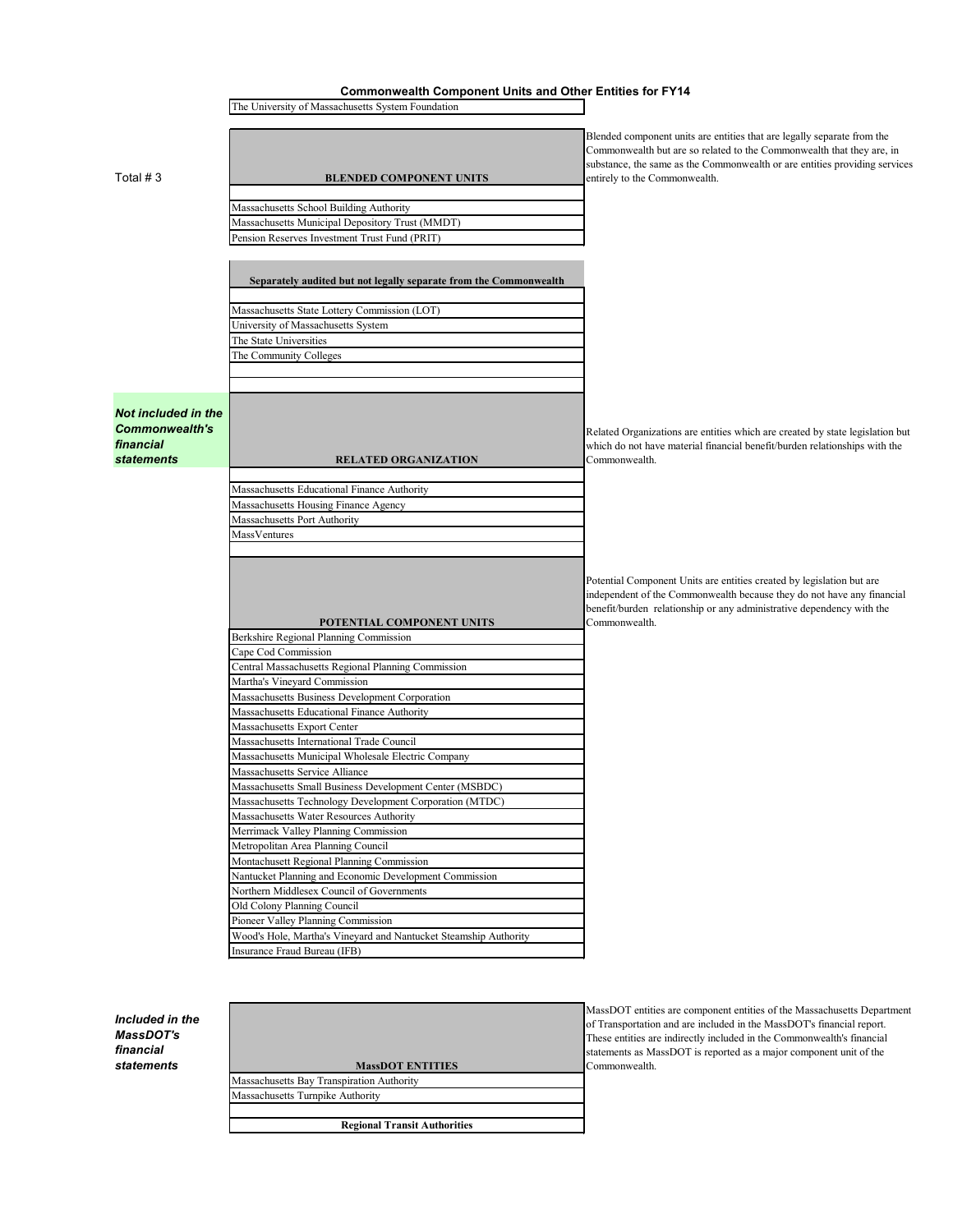# Commonwealth Component Units and Other Entities for FY14

The University of Massachusetts System Foundation

Total # 3

## BLENDED COMPONENT UNITS

Blended component units are entities that are legally separate from the Commonwealth but are so related to the Commonwealth that they are, in substance, the same as the Commonwealth or are entities providing services entirely to the Commonwealth.

- Massachusetts School Building Authority
- Massachusetts Municipal Depository Trust (MMDT)
- Pension Reserves Investment Trust Fund (PRIT)

### Separately audited but not legally separate from the Commonwealth

- Massachusetts State Lottery Commission (LOT)
- University of Massachusetts System
- The State Universities
- The Community Colleges

***Not included in the Commonwealth's financial statements***

## RELATED ORGANIZATION

Related Organizations are entities which are created by state legislation but which do not have material financial benefit/burden relationships with the Commonwealth.

- Massachusetts Educational Finance Authority
- Massachusetts Housing Finance Agency
- Massachusetts Port Authority
- MassVentures

## POTENTIAL COMPONENT UNITS

Potential Component Units are entities created by legislation but are independent of the Commonwealth because they do not have any financial benefit/burden relationship or any administrative dependency with the Commonwealth.

- Berkshire Regional Planning Commission
- Cape Cod Commission
- Central Massachusetts Regional Planning Commission
- Martha's Vineyard Commission
- Massachusetts Business Development Corporation
- Massachusetts Educational Finance Authority
- Massachusetts Export Center
- Massachusetts International Trade Council
- Massachusetts Municipal Wholesale Electric Company
- Massachusetts Service Alliance
- Massachusetts Small Business Development Center (MSBDC)
- Massachusetts Technology Development Corporation (MTDC)
- Massachusetts Water Resources Authority
- Merrimack Valley Planning Commission
- Metropolitan Area Planning Council
- Montachusett Regional Planning Commission
- Nantucket Planning and Economic Development Commission
- Northern Middlesex Council of Governments
- Old Colony Planning Council
- Pioneer Valley Planning Commission
- Wood's Hole, Martha's Vineyard and Nantucket Steamship Authority
- Insurance Fraud Bureau (IFB)

***Included in the MassDOT's financial statements***

## MassDOT ENTITIES

MassDOT entities are component entities of the Massachusetts Department of Transportation and are included in the MassDOT's financial report. These entities are indirectly included in the Commonwealth's financial statements as MassDOT is reported as a major component unit of the Commonwealth.

- Massachusetts Bay Transpiration Authority
- Massachusetts Turnpike Authority

### Regional Transit Authorities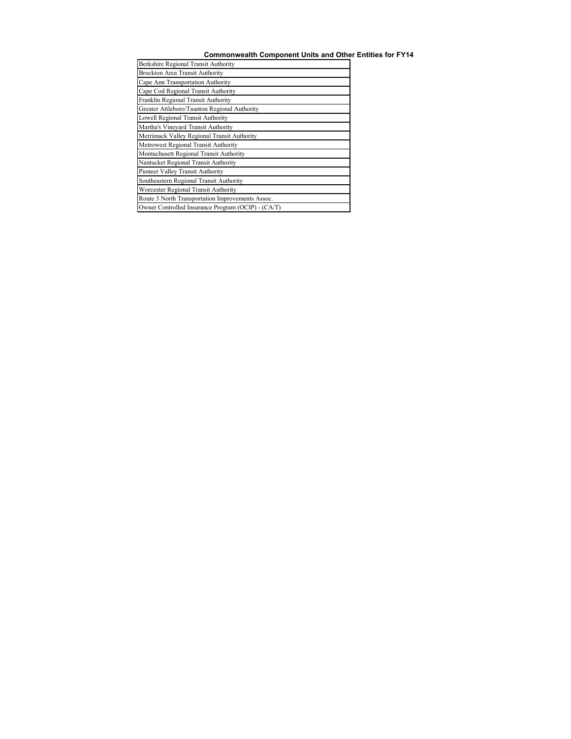**Commonwealth Component Units and Other Entities for FY14**

| |
|---|
| Berkshire Regional Transit Authority |
| Brockton Area Transit Authority |
| Cape Ann Transportation Authority |
| Cape Cod Regional Transit Authority |
| Franklin Regional Transit Authority |
| Greater Attleboro/Taunton Regional Authority |
| Lowell Regional Transit Authority |
| Martha's Vineyard Transit Authority |
| Merrimack Valley Regional Transit Authority |
| Metrowest Regional Transit Authority |
| Montachusett Regional Transit Authority |
| Nantucket Regional Transit Authority |
| Pioneer Valley Transit Authority |
| Southeastern Regional Transit Authority |
| Worcester Regional Transit Authority |
| Route 3 North Transportation Improvements Assoc. |
| Owner Controlled Insurance Program (OCIP) - (CA/T) |